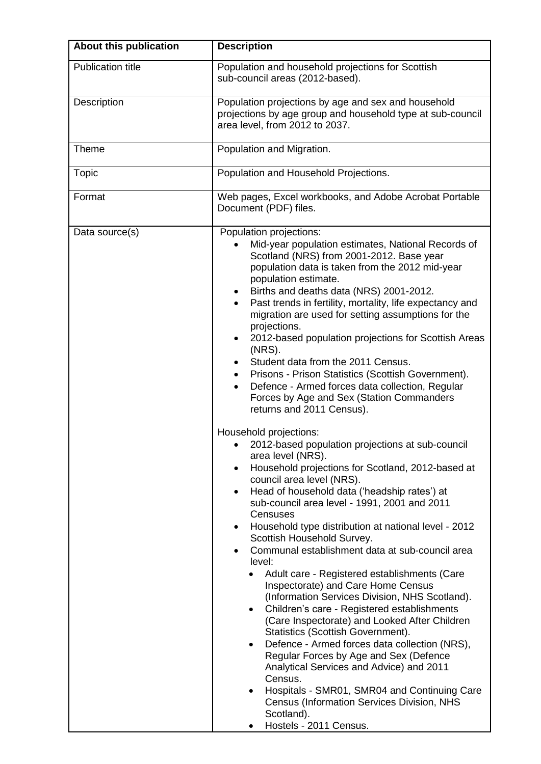| About this publication | Description |
| --- | --- |
| Publication title | Population and household projections for Scottish sub-council areas (2012-based). |
| Description | Population projections by age and sex and household projections by age group and household type at sub-council area level, from 2012 to 2037. |
| Theme | Population and Migration. |
| Topic | Population and Household Projections. |
| Format | Web pages, Excel workbooks, and Adobe Acrobat Portable Document (PDF) files. |
| Data source(s) | Population projections:<br>• Mid-year population estimates, National Records of Scotland (NRS) from 2001-2012. Base year population data is taken from the 2012 mid-year population estimate.<br>• Births and deaths data (NRS) 2001-2012.<br>• Past trends in fertility, mortality, life expectancy and migration are used for setting assumptions for the projections.<br>• 2012-based population projections for Scottish Areas (NRS).<br>• Student data from the 2011 Census.<br>• Prisons - Prison Statistics (Scottish Government).<br>• Defence - Armed forces data collection, Regular Forces by Age and Sex (Station Commanders returns and 2011 Census).<br><br>Household projections:<br>• 2012-based population projections at sub-council area level (NRS).<br>• Household projections for Scotland, 2012-based at council area level (NRS).<br>• Head of household data ('headship rates') at sub-council area level - 1991, 2001 and 2011 Censuses<br>• Household type distribution at national level - 2012 Scottish Household Survey.<br>• Communal establishment data at sub-council area level:<br>&nbsp;&nbsp;• Adult care - Registered establishments (Care Inspectorate) and Care Home Census (Information Services Division, NHS Scotland).<br>&nbsp;&nbsp;• Children's care - Registered establishments (Care Inspectorate) and Looked After Children Statistics (Scottish Government).<br>&nbsp;&nbsp;• Defence - Armed forces data collection (NRS), Regular Forces by Age and Sex (Defence Analytical Services and Advice) and 2011 Census.<br>&nbsp;&nbsp;• Hospitals - SMR01, SMR04 and Continuing Care Census (Information Services Division, NHS Scotland).<br>&nbsp;&nbsp;• Hostels - 2011 Census. |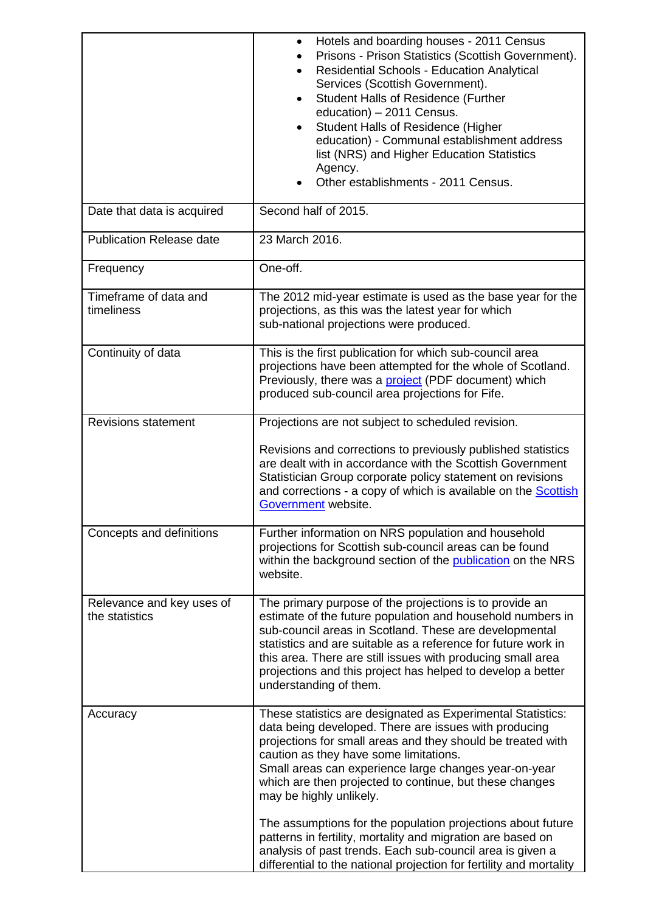| | |
|---|---|
| | • Hotels and boarding houses - 2011 Census<br>• Prisons - Prison Statistics (Scottish Government).<br>• Residential Schools - Education Analytical Services (Scottish Government).<br>• Student Halls of Residence (Further education) – 2011 Census.<br>• Student Halls of Residence (Higher education) - Communal establishment address list (NRS) and Higher Education Statistics Agency.<br>• Other establishments - 2011 Census. |
| Date that data is acquired | Second half of 2015. |
| Publication Release date | 23 March 2016. |
| Frequency | One-off. |
| Timeframe of data and timeliness | The 2012 mid-year estimate is used as the base year for the projections, as this was the latest year for which sub-national projections were produced. |
| Continuity of data | This is the first publication for which sub-council area projections have been attempted for the whole of Scotland. Previously, there was a project (PDF document) which produced sub-council area projections for Fife. |
| Revisions statement | Projections are not subject to scheduled revision.<br><br>Revisions and corrections to previously published statistics are dealt with in accordance with the Scottish Government Statistician Group corporate policy statement on revisions and corrections - a copy of which is available on the Scottish Government website. |
| Concepts and definitions | Further information on NRS population and household projections for Scottish sub-council areas can be found within the background section of the publication on the NRS website. |
| Relevance and key uses of the statistics | The primary purpose of the projections is to provide an estimate of the future population and household numbers in sub-council areas in Scotland. These are developmental statistics and are suitable as a reference for future work in this area. There are still issues with producing small area projections and this project has helped to develop a better understanding of them. |
| Accuracy | These statistics are designated as Experimental Statistics: data being developed. There are issues with producing projections for small areas and they should be treated with caution as they have some limitations.<br>Small areas can experience large changes year-on-year which are then projected to continue, but these changes may be highly unlikely.<br><br>The assumptions for the population projections about future patterns in fertility, mortality and migration are based on analysis of past trends. Each sub-council area is given a differential to the national projection for fertility and mortality |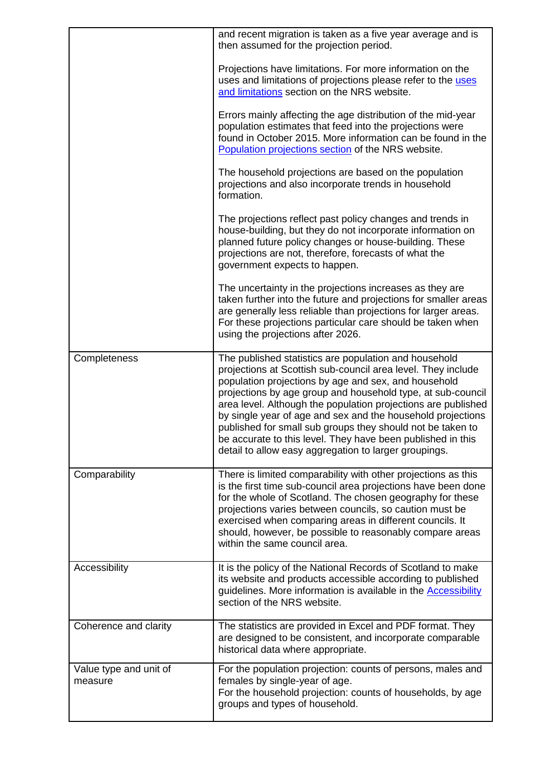| | |
|---|---|
| | and recent migration is taken as a five year average and is then assumed for the projection period.<br><br>Projections have limitations. For more information on the uses and limitations of projections please refer to the [uses and limitations]() section on the NRS website.<br><br>Errors mainly affecting the age distribution of the mid-year population estimates that feed into the projections were found in October 2015. More information can be found in the [Population projections section]() of the NRS website.<br><br>The household projections are based on the population projections and also incorporate trends in household formation.<br><br>The projections reflect past policy changes and trends in house-building, but they do not incorporate information on planned future policy changes or house-building. These projections are not, therefore, forecasts of what the government expects to happen.<br><br>The uncertainty in the projections increases as they are taken further into the future and projections for smaller areas are generally less reliable than projections for larger areas. For these projections particular care should be taken when using the projections after 2026. |
| Completeness | The published statistics are population and household projections at Scottish sub-council area level. They include population projections by age and sex, and household projections by age group and household type, at sub-council area level. Although the population projections are published by single year of age and sex and the household projections published for small sub groups they should not be taken to be accurate to this level. They have been published in this detail to allow easy aggregation to larger groupings. |
| Comparability | There is limited comparability with other projections as this is the first time sub-council area projections have been done for the whole of Scotland. The chosen geography for these projections varies between councils, so caution must be exercised when comparing areas in different councils. It should, however, be possible to reasonably compare areas within the same council area. |
| Accessibility | It is the policy of the National Records of Scotland to make its website and products accessible according to published guidelines. More information is available in the [Accessibility]() section of the NRS website. |
| Coherence and clarity | The statistics are provided in Excel and PDF format. They are designed to be consistent, and incorporate comparable historical data where appropriate. |
| Value type and unit of measure | For the population projection: counts of persons, males and females by single-year of age.<br>For the household projection: counts of households, by age groups and types of household. |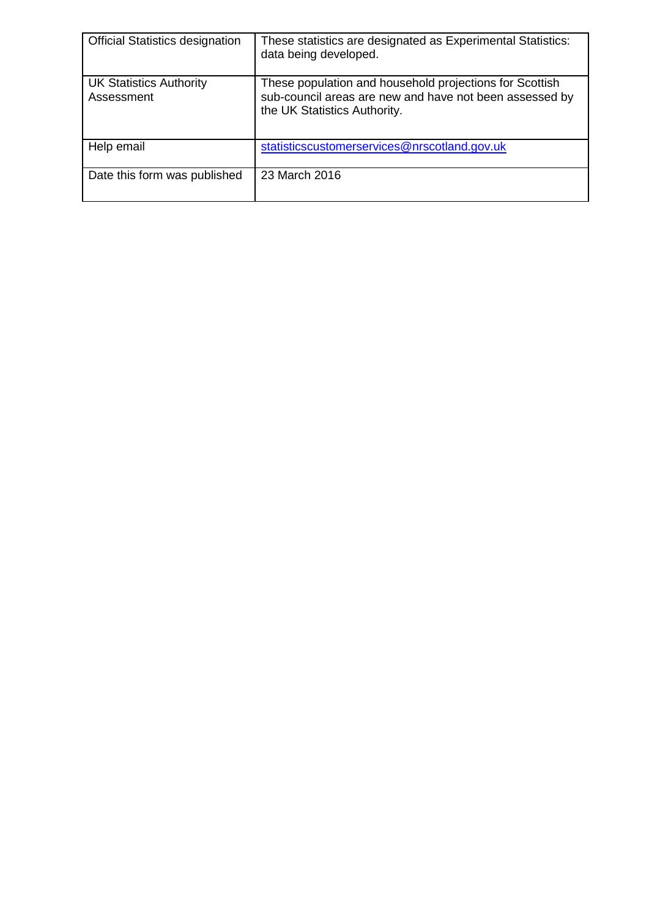| | |
|---|---|
| Official Statistics designation | These statistics are designated as Experimental Statistics: data being developed. |
| UK Statistics Authority Assessment | These population and household projections for Scottish sub-council areas are new and have not been assessed by the UK Statistics Authority. |
| Help email | statisticscustomerservices@nrscotland.gov.uk |
| Date this form was published | 23 March 2016 |